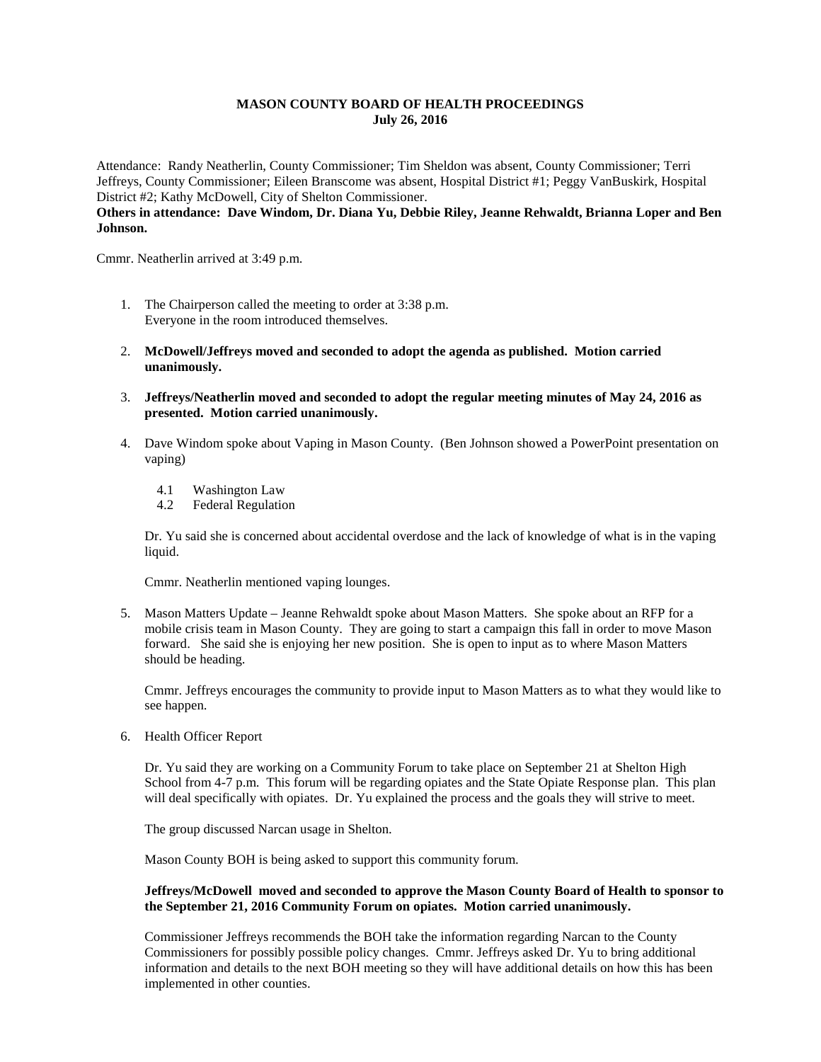**MASON COUNTY BOARD OF HEALTH PROCEEDINGS**
**July 26, 2016**

Attendance: Randy Neatherlin, County Commissioner; Tim Sheldon was absent, County Commissioner; Terri Jeffreys, County Commissioner; Eileen Branscome was absent, Hospital District #1; Peggy VanBuskirk, Hospital District #2; Kathy McDowell, City of Shelton Commissioner.
**Others in attendance: Dave Windom, Dr. Diana Yu, Debbie Riley, Jeanne Rehwaldt, Brianna Loper and Ben Johnson.**

Cmmr. Neatherlin arrived at 3:49 p.m.

1. The Chairperson called the meeting to order at 3:38 p.m.
   Everyone in the room introduced themselves.

2. **McDowell/Jeffreys moved and seconded to adopt the agenda as published. Motion carried unanimously.**

3. **Jeffreys/Neatherlin moved and seconded to adopt the regular meeting minutes of May 24, 2016 as presented. Motion carried unanimously.**

4. Dave Windom spoke about Vaping in Mason County. (Ben Johnson showed a PowerPoint presentation on vaping)

   4.1 Washington Law
   4.2 Federal Regulation

   Dr. Yu said she is concerned about accidental overdose and the lack of knowledge of what is in the vaping liquid.

   Cmmr. Neatherlin mentioned vaping lounges.

5. Mason Matters Update – Jeanne Rehwaldt spoke about Mason Matters. She spoke about an RFP for a mobile crisis team in Mason County. They are going to start a campaign this fall in order to move Mason forward. She said she is enjoying her new position. She is open to input as to where Mason Matters should be heading.

   Cmmr. Jeffreys encourages the community to provide input to Mason Matters as to what they would like to see happen.

6. Health Officer Report

   Dr. Yu said they are working on a Community Forum to take place on September 21 at Shelton High School from 4-7 p.m. This forum will be regarding opiates and the State Opiate Response plan. This plan will deal specifically with opiates. Dr. Yu explained the process and the goals they will strive to meet.

   The group discussed Narcan usage in Shelton.

   Mason County BOH is being asked to support this community forum.

   **Jeffreys/McDowell moved and seconded to approve the Mason County Board of Health to sponsor to the September 21, 2016 Community Forum on opiates. Motion carried unanimously.**

   Commissioner Jeffreys recommends the BOH take the information regarding Narcan to the County Commissioners for possibly possible policy changes. Cmmr. Jeffreys asked Dr. Yu to bring additional information and details to the next BOH meeting so they will have additional details on how this has been implemented in other counties.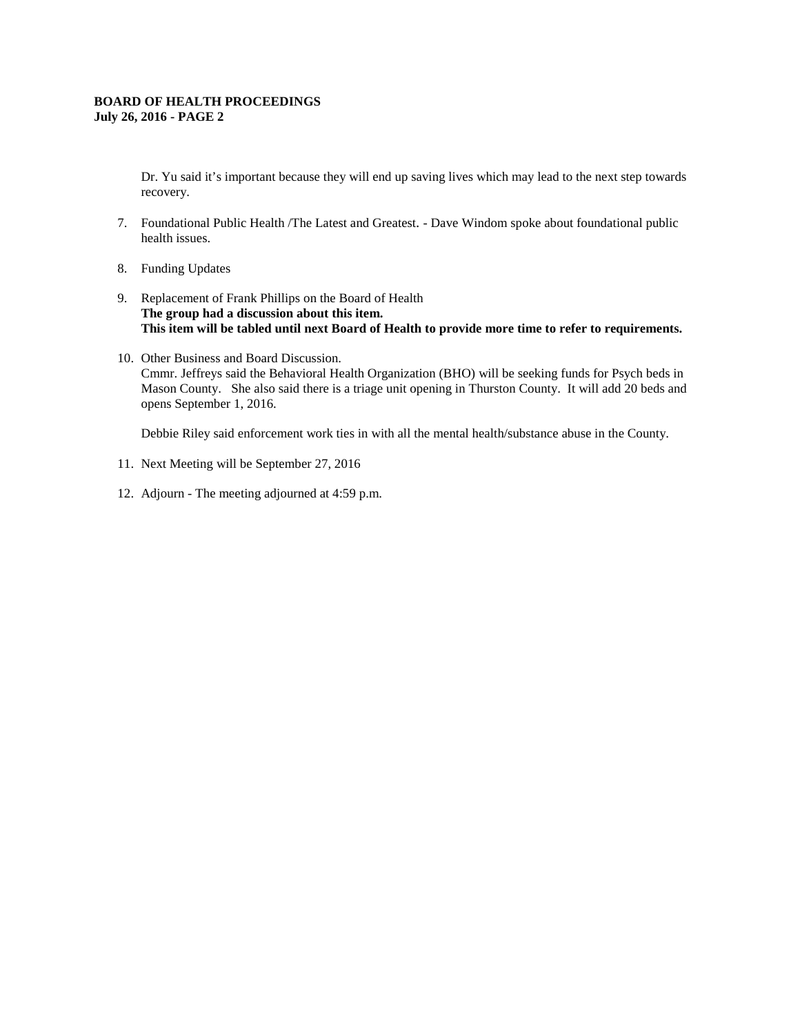Dr. Yu said it's important because they will end up saving lives which may lead to the next step towards recovery.

7. Foundational Public Health /The Latest and Greatest. - Dave Windom spoke about foundational public health issues.

8. Funding Updates

9. Replacement of Frank Phillips on the Board of Health
   **The group had a discussion about this item.**
   **This item will be tabled until next Board of Health to provide more time to refer to requirements.**

10. Other Business and Board Discussion.
    Cmmr. Jeffreys said the Behavioral Health Organization (BHO) will be seeking funds for Psych beds in Mason County. She also said there is a triage unit opening in Thurston County. It will add 20 beds and opens September 1, 2016.

    Debbie Riley said enforcement work ties in with all the mental health/substance abuse in the County.

11. Next Meeting will be September 27, 2016

12. Adjourn - The meeting adjourned at 4:59 p.m.